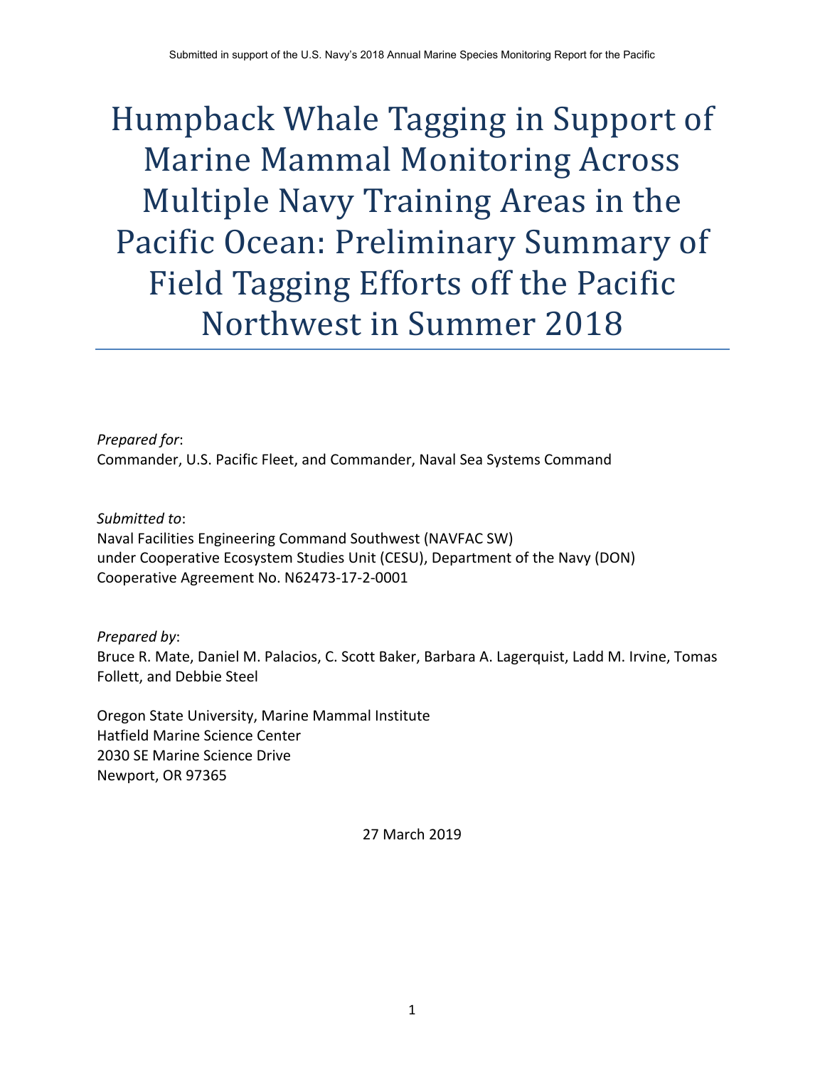Submitted in support of the U.S. Navy's 2018 Annual Marine Species Monitoring Report for the Pacific

# Humpback Whale Tagging in Support of Marine Mammal Monitoring Across Multiple Navy Training Areas in the Pacific Ocean: Preliminary Summary of Field Tagging Efforts off the Pacific Northwest in Summer 2018

*Prepared for*:
Commander, U.S. Pacific Fleet, and Commander, Naval Sea Systems Command

*Submitted to*:
Naval Facilities Engineering Command Southwest (NAVFAC SW)
under Cooperative Ecosystem Studies Unit (CESU), Department of the Navy (DON)
Cooperative Agreement No. N62473-17-2-0001

*Prepared by*:
Bruce R. Mate, Daniel M. Palacios, C. Scott Baker, Barbara A. Lagerquist, Ladd M. Irvine, Tomas Follett, and Debbie Steel

Oregon State University, Marine Mammal Institute
Hatfield Marine Science Center
2030 SE Marine Science Drive
Newport, OR 97365

27 March 2019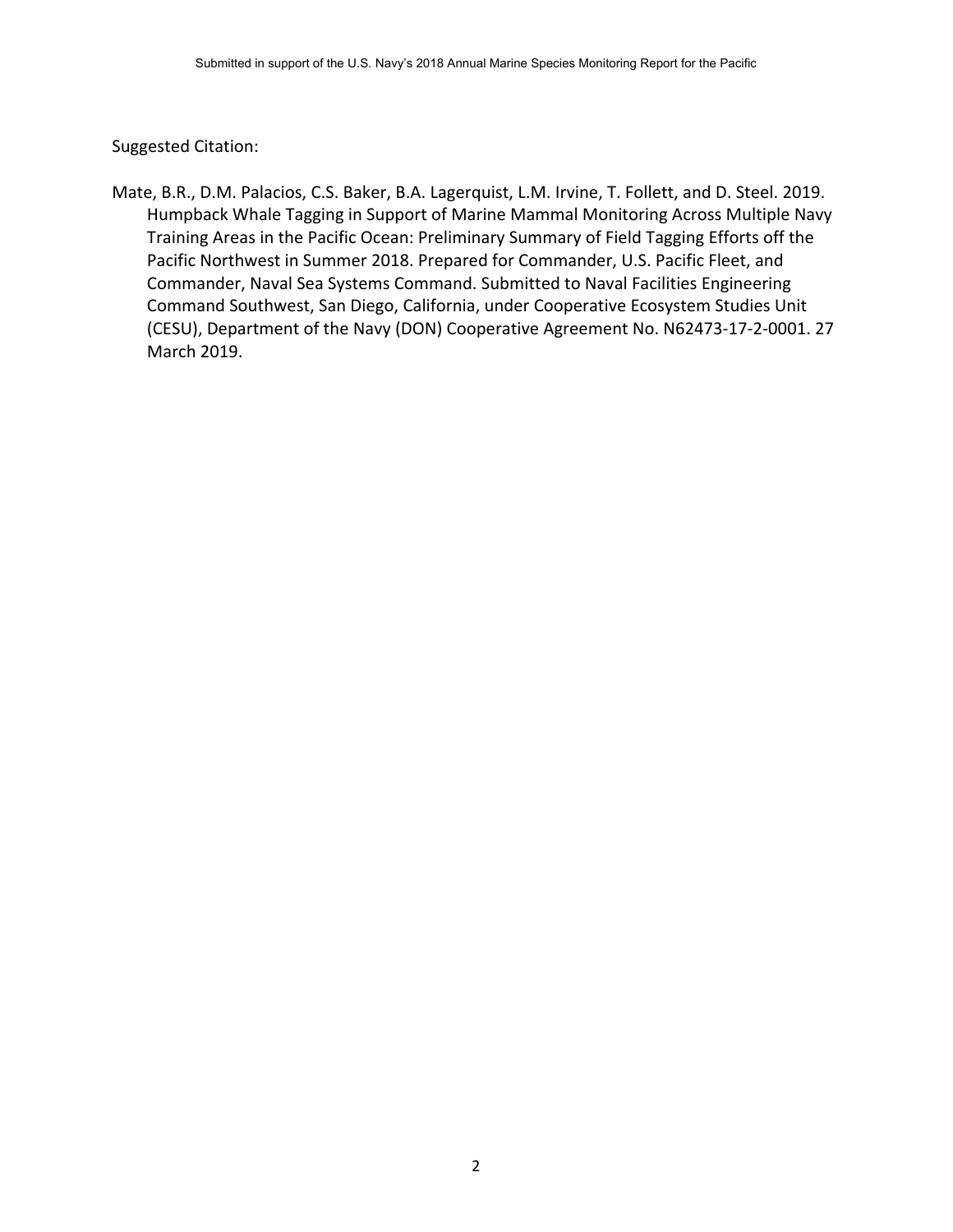Suggested Citation:

Mate, B.R., D.M. Palacios, C.S. Baker, B.A. Lagerquist, L.M. Irvine, T. Follett, and D. Steel. 2019. Humpback Whale Tagging in Support of Marine Mammal Monitoring Across Multiple Navy Training Areas in the Pacific Ocean: Preliminary Summary of Field Tagging Efforts off the Pacific Northwest in Summer 2018. Prepared for Commander, U.S. Pacific Fleet, and Commander, Naval Sea Systems Command. Submitted to Naval Facilities Engineering Command Southwest, San Diego, California, under Cooperative Ecosystem Studies Unit (CESU), Department of the Navy (DON) Cooperative Agreement No. N62473-17-2-0001. 27 March 2019.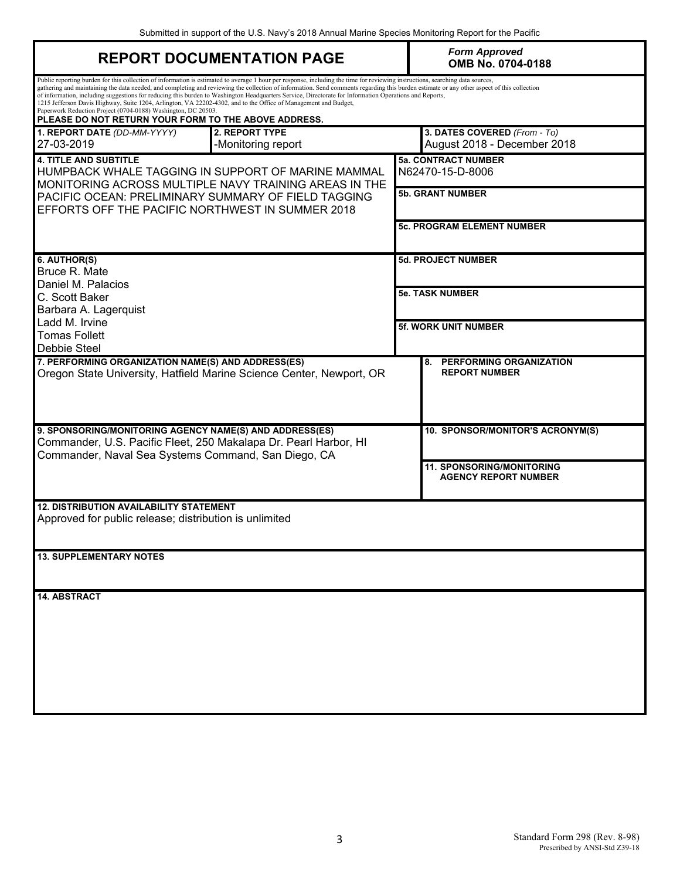Submitted in support of the U.S. Navy's 2018 Annual Marine Species Monitoring Report for the Pacific

| **REPORT DOCUMENTATION PAGE** | | | *Form Approved* **OMB No. 0704-0188** |
|---|---|---|---|

Public reporting burden for this collection of information is estimated to average 1 hour per response, including the time for reviewing instructions, searching data sources, gathering and maintaining the data needed, and completing and reviewing the collection of information. Send comments regarding this burden estimate or any other aspect of this collection of information, including suggestions for reducing this burden to Washington Headquarters Service, Directorate for Information Operations and Reports, 1215 Jefferson Davis Highway, Suite 1204, Arlington, VA 22202-4302, and to the Office of Management and Budget, Paperwork Reduction Project (0704-0188) Washington, DC 20503.

**PLEASE DO NOT RETURN YOUR FORM TO THE ABOVE ADDRESS.**

| **1. REPORT DATE** *(DD-MM-YYYY)* | **2. REPORT TYPE** | **3. DATES COVERED** *(From - To)* |
|---|---|---|
| 27-03-2019 | -Monitoring report | August 2018 - December 2018 |

| **4. TITLE AND SUBTITLE** | **5a. CONTRACT NUMBER** |
|---|---|
| HUMPBACK WHALE TAGGING IN SUPPORT OF MARINE MAMMAL MONITORING ACROSS MULTIPLE NAVY TRAINING AREAS IN THE PACIFIC OCEAN: PRELIMINARY SUMMARY OF FIELD TAGGING EFFORTS OFF THE PACIFIC NORTHWEST IN SUMMER 2018 | N62470-15-D-8006 |
| | **5b. GRANT NUMBER** |
| | **5c. PROGRAM ELEMENT NUMBER** |

| **6. AUTHOR(S)** | **5d. PROJECT NUMBER** |
|---|---|
| Bruce R. Mate<br>Daniel M. Palacios<br>C. Scott Baker<br>Barbara A. Lagerquist<br>Ladd M. Irvine<br>Tomas Follett<br>Debbie Steel | |
| | **5e. TASK NUMBER** |
| | **5f. WORK UNIT NUMBER** |

| **7. PERFORMING ORGANIZATION NAME(S) AND ADDRESS(ES)** | **8. PERFORMING ORGANIZATION REPORT NUMBER** |
|---|---|
| Oregon State University, Hatfield Marine Science Center, Newport, OR | |

| **9. SPONSORING/MONITORING AGENCY NAME(S) AND ADDRESS(ES)** | **10. SPONSOR/MONITOR'S ACRONYM(S)** |
|---|---|
| Commander, U.S. Pacific Fleet, 250 Makalapa Dr. Pearl Harbor, HI<br>Commander, Naval Sea Systems Command, San Diego, CA | |
| | **11. SPONSORING/MONITORING AGENCY REPORT NUMBER** |

**12. DISTRIBUTION AVAILABILITY STATEMENT**

Approved for public release; distribution is unlimited

**13. SUPPLEMENTARY NOTES**

**14. ABSTRACT**

Standard Form 298 (Rev. 8-98)
Prescribed by ANSI-Std Z39-18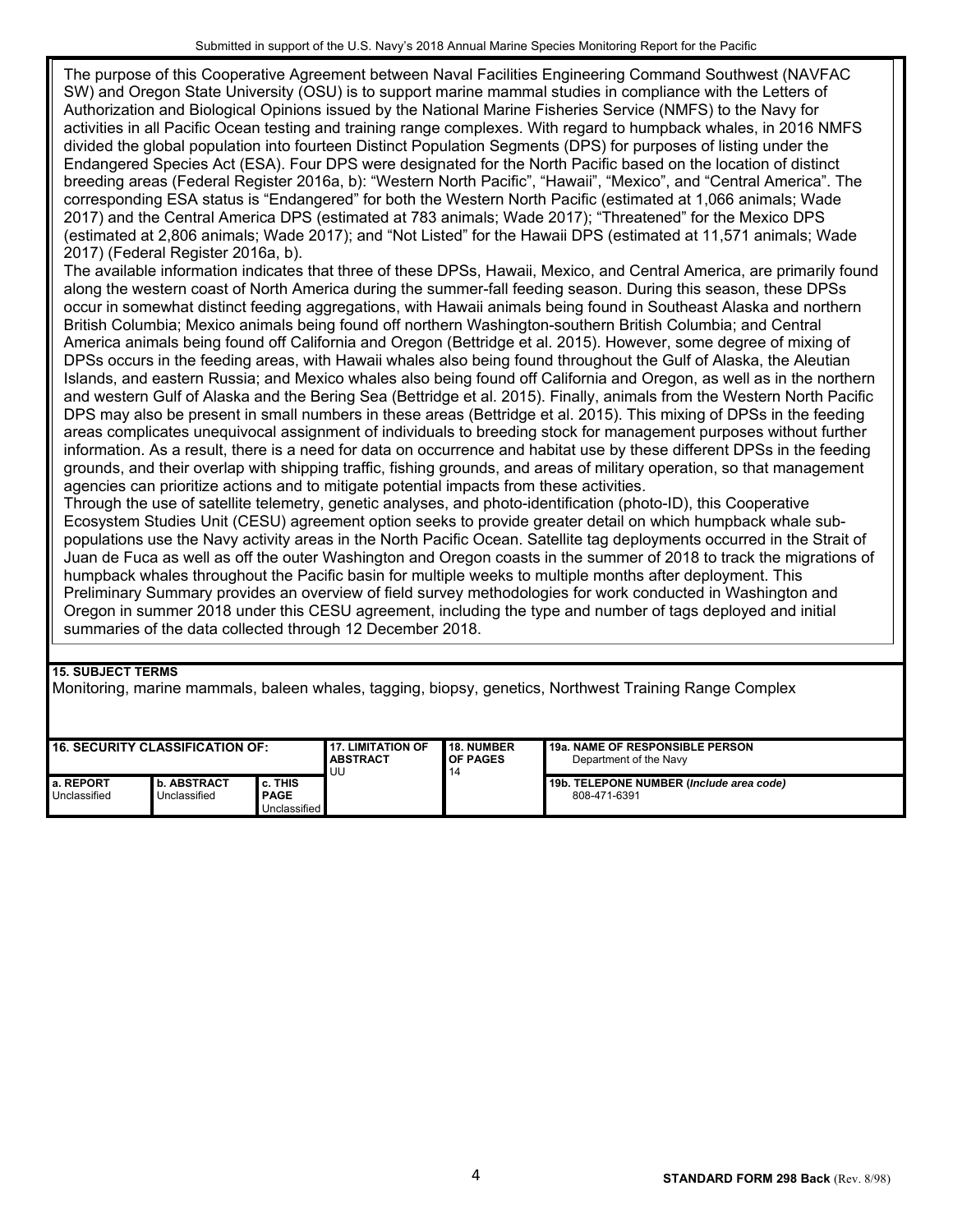The purpose of this Cooperative Agreement between Naval Facilities Engineering Command Southwest (NAVFAC SW) and Oregon State University (OSU) is to support marine mammal studies in compliance with the Letters of Authorization and Biological Opinions issued by the National Marine Fisheries Service (NMFS) to the Navy for activities in all Pacific Ocean testing and training range complexes. With regard to humpback whales, in 2016 NMFS divided the global population into fourteen Distinct Population Segments (DPS) for purposes of listing under the Endangered Species Act (ESA). Four DPS were designated for the North Pacific based on the location of distinct breeding areas (Federal Register 2016a, b): "Western North Pacific", "Hawaii", "Mexico", and "Central America". The corresponding ESA status is "Endangered" for both the Western North Pacific (estimated at 1,066 animals; Wade 2017) and the Central America DPS (estimated at 783 animals; Wade 2017); "Threatened" for the Mexico DPS (estimated at 2,806 animals; Wade 2017); and "Not Listed" for the Hawaii DPS (estimated at 11,571 animals; Wade 2017) (Federal Register 2016a, b).

The available information indicates that three of these DPSs, Hawaii, Mexico, and Central America, are primarily found along the western coast of North America during the summer-fall feeding season. During this season, these DPSs occur in somewhat distinct feeding aggregations, with Hawaii animals being found in Southeast Alaska and northern British Columbia; Mexico animals being found off northern Washington-southern British Columbia; and Central America animals being found off California and Oregon (Bettridge et al. 2015). However, some degree of mixing of DPSs occurs in the feeding areas, with Hawaii whales also being found throughout the Gulf of Alaska, the Aleutian Islands, and eastern Russia; and Mexico whales also being found off California and Oregon, as well as in the northern and western Gulf of Alaska and the Bering Sea (Bettridge et al. 2015). Finally, animals from the Western North Pacific DPS may also be present in small numbers in these areas (Bettridge et al. 2015). This mixing of DPSs in the feeding areas complicates unequivocal assignment of individuals to breeding stock for management purposes without further information. As a result, there is a need for data on occurrence and habitat use by these different DPSs in the feeding grounds, and their overlap with shipping traffic, fishing grounds, and areas of military operation, so that management agencies can prioritize actions and to mitigate potential impacts from these activities.

Through the use of satellite telemetry, genetic analyses, and photo-identification (photo-ID), this Cooperative Ecosystem Studies Unit (CESU) agreement option seeks to provide greater detail on which humpback whale sub-populations use the Navy activity areas in the North Pacific Ocean. Satellite tag deployments occurred in the Strait of Juan de Fuca as well as off the outer Washington and Oregon coasts in the summer of 2018 to track the migrations of humpback whales throughout the Pacific basin for multiple weeks to multiple months after deployment. This Preliminary Summary provides an overview of field survey methodologies for work conducted in Washington and Oregon in summer 2018 under this CESU agreement, including the type and number of tags deployed and initial summaries of the data collected through 12 December 2018.

**15. SUBJECT TERMS**

Monitoring, marine mammals, baleen whales, tagging, biopsy, genetics, Northwest Training Range Complex

| 16. SECURITY CLASSIFICATION OF: | | | 17. LIMITATION OF ABSTRACT | 18. NUMBER OF PAGES | 19a. NAME OF RESPONSIBLE PERSON |
|---|---|---|---|---|---|
| | | | UU | 14 | Department of the Navy |
| a. REPORT | b. ABSTRACT | c. THIS PAGE | | | 19b. TELEPONE NUMBER (*Include area code*) |
| Unclassified | Unclassified | Unclassified | | | 808-471-6391 |

**STANDARD FORM 298 Back** (Rev. 8/98)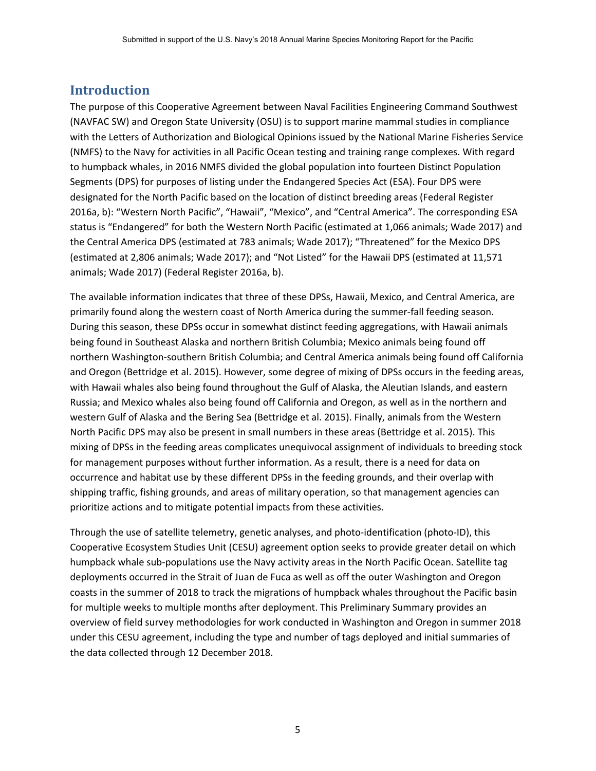## Introduction

The purpose of this Cooperative Agreement between Naval Facilities Engineering Command Southwest (NAVFAC SW) and Oregon State University (OSU) is to support marine mammal studies in compliance with the Letters of Authorization and Biological Opinions issued by the National Marine Fisheries Service (NMFS) to the Navy for activities in all Pacific Ocean testing and training range complexes. With regard to humpback whales, in 2016 NMFS divided the global population into fourteen Distinct Population Segments (DPS) for purposes of listing under the Endangered Species Act (ESA). Four DPS were designated for the North Pacific based on the location of distinct breeding areas (Federal Register 2016a, b): "Western North Pacific", "Hawaii", "Mexico", and "Central America". The corresponding ESA status is "Endangered" for both the Western North Pacific (estimated at 1,066 animals; Wade 2017) and the Central America DPS (estimated at 783 animals; Wade 2017); "Threatened" for the Mexico DPS (estimated at 2,806 animals; Wade 2017); and "Not Listed" for the Hawaii DPS (estimated at 11,571 animals; Wade 2017) (Federal Register 2016a, b).

The available information indicates that three of these DPSs, Hawaii, Mexico, and Central America, are primarily found along the western coast of North America during the summer-fall feeding season. During this season, these DPSs occur in somewhat distinct feeding aggregations, with Hawaii animals being found in Southeast Alaska and northern British Columbia; Mexico animals being found off northern Washington-southern British Columbia; and Central America animals being found off California and Oregon (Bettridge et al. 2015). However, some degree of mixing of DPSs occurs in the feeding areas, with Hawaii whales also being found throughout the Gulf of Alaska, the Aleutian Islands, and eastern Russia; and Mexico whales also being found off California and Oregon, as well as in the northern and western Gulf of Alaska and the Bering Sea (Bettridge et al. 2015). Finally, animals from the Western North Pacific DPS may also be present in small numbers in these areas (Bettridge et al. 2015). This mixing of DPSs in the feeding areas complicates unequivocal assignment of individuals to breeding stock for management purposes without further information. As a result, there is a need for data on occurrence and habitat use by these different DPSs in the feeding grounds, and their overlap with shipping traffic, fishing grounds, and areas of military operation, so that management agencies can prioritize actions and to mitigate potential impacts from these activities.

Through the use of satellite telemetry, genetic analyses, and photo-identification (photo-ID), this Cooperative Ecosystem Studies Unit (CESU) agreement option seeks to provide greater detail on which humpback whale sub-populations use the Navy activity areas in the North Pacific Ocean. Satellite tag deployments occurred in the Strait of Juan de Fuca as well as off the outer Washington and Oregon coasts in the summer of 2018 to track the migrations of humpback whales throughout the Pacific basin for multiple weeks to multiple months after deployment. This Preliminary Summary provides an overview of field survey methodologies for work conducted in Washington and Oregon in summer 2018 under this CESU agreement, including the type and number of tags deployed and initial summaries of the data collected through 12 December 2018.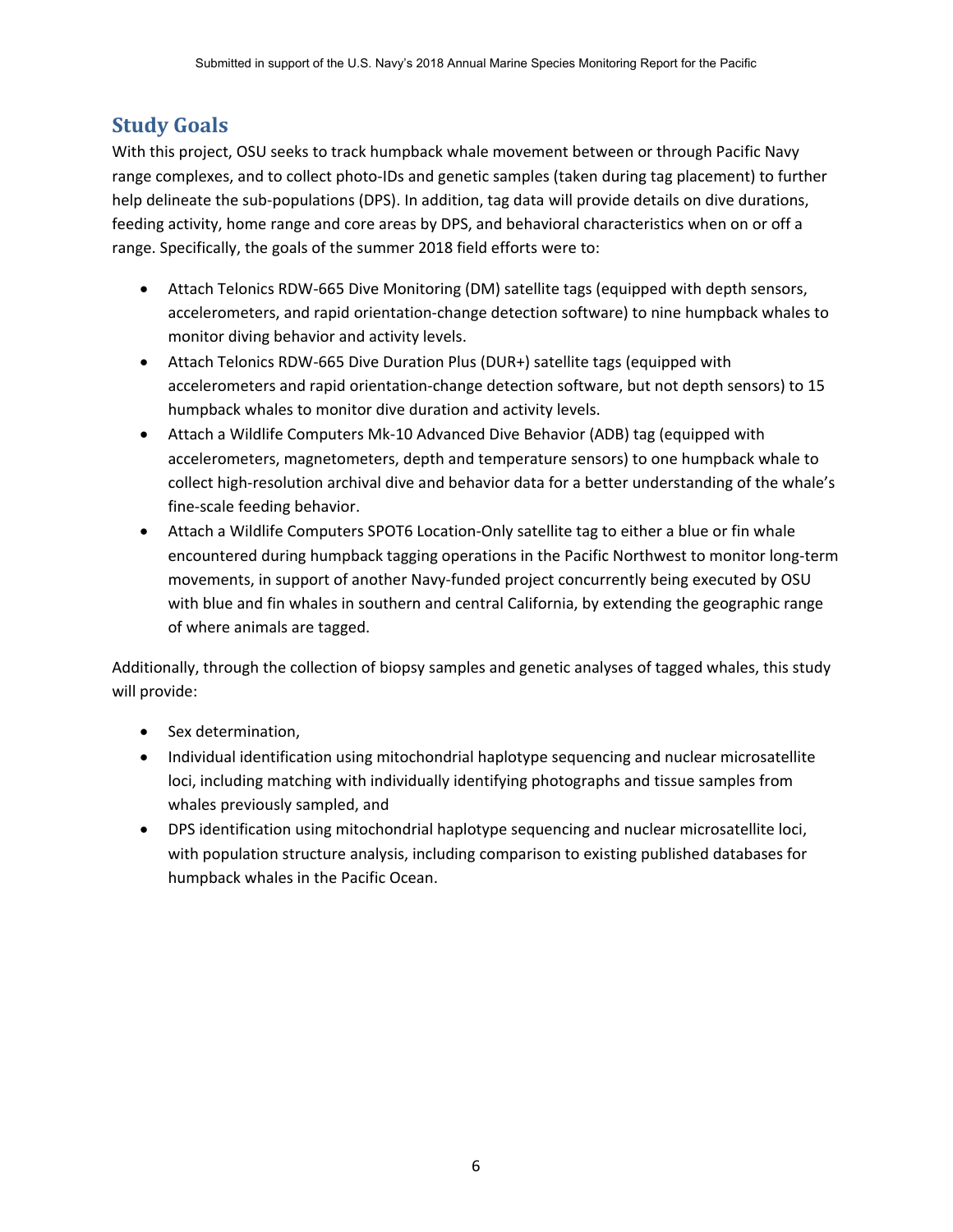## Study Goals

With this project, OSU seeks to track humpback whale movement between or through Pacific Navy range complexes, and to collect photo-IDs and genetic samples (taken during tag placement) to further help delineate the sub-populations (DPS). In addition, tag data will provide details on dive durations, feeding activity, home range and core areas by DPS, and behavioral characteristics when on or off a range. Specifically, the goals of the summer 2018 field efforts were to:

- Attach Telonics RDW-665 Dive Monitoring (DM) satellite tags (equipped with depth sensors, accelerometers, and rapid orientation-change detection software) to nine humpback whales to monitor diving behavior and activity levels.
- Attach Telonics RDW-665 Dive Duration Plus (DUR+) satellite tags (equipped with accelerometers and rapid orientation-change detection software, but not depth sensors) to 15 humpback whales to monitor dive duration and activity levels.
- Attach a Wildlife Computers Mk-10 Advanced Dive Behavior (ADB) tag (equipped with accelerometers, magnetometers, depth and temperature sensors) to one humpback whale to collect high-resolution archival dive and behavior data for a better understanding of the whale's fine-scale feeding behavior.
- Attach a Wildlife Computers SPOT6 Location-Only satellite tag to either a blue or fin whale encountered during humpback tagging operations in the Pacific Northwest to monitor long-term movements, in support of another Navy-funded project concurrently being executed by OSU with blue and fin whales in southern and central California, by extending the geographic range of where animals are tagged.

Additionally, through the collection of biopsy samples and genetic analyses of tagged whales, this study will provide:

- Sex determination,
- Individual identification using mitochondrial haplotype sequencing and nuclear microsatellite loci, including matching with individually identifying photographs and tissue samples from whales previously sampled, and
- DPS identification using mitochondrial haplotype sequencing and nuclear microsatellite loci, with population structure analysis, including comparison to existing published databases for humpback whales in the Pacific Ocean.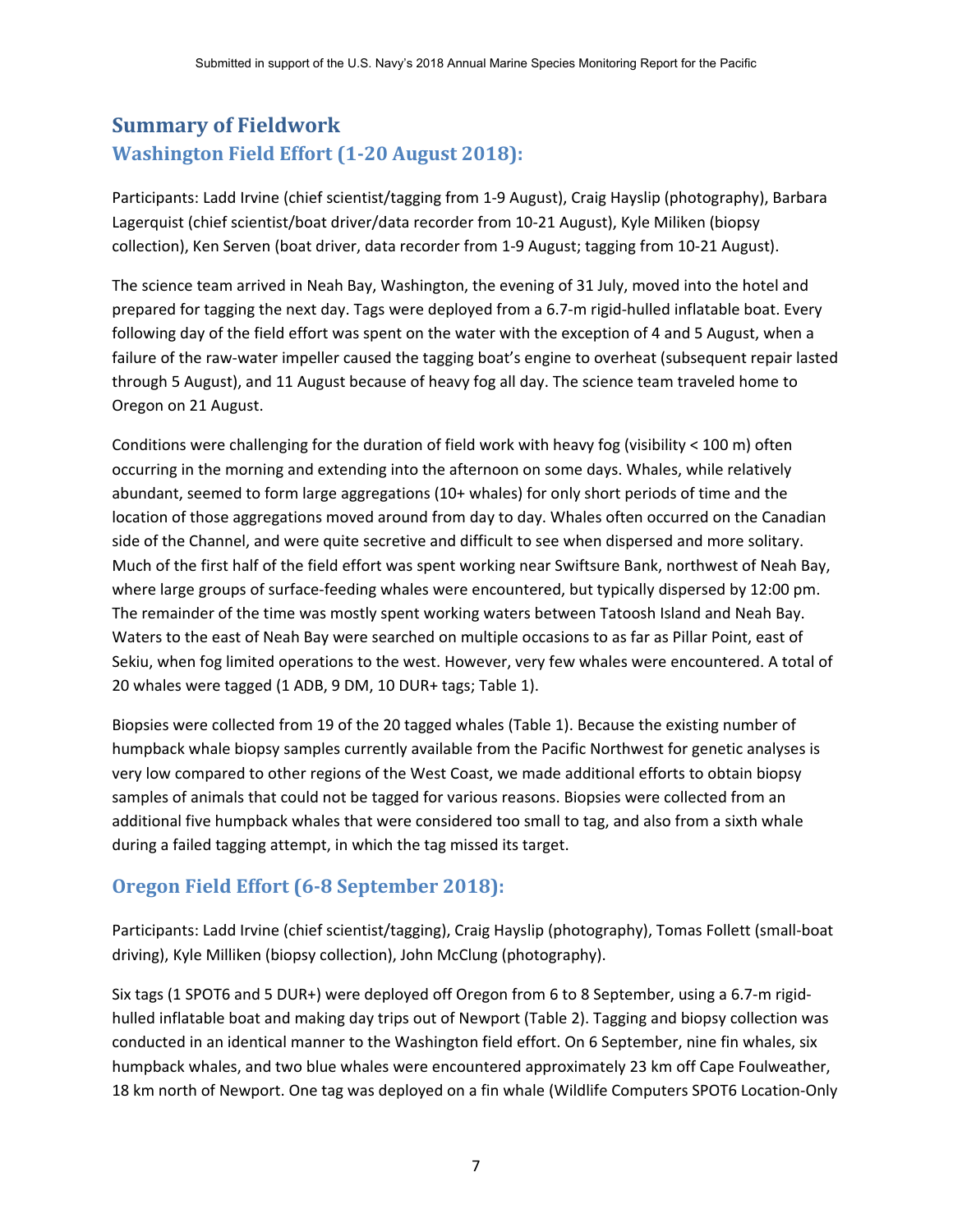# Summary of Fieldwork

## Washington Field Effort (1-20 August 2018):

Participants: Ladd Irvine (chief scientist/tagging from 1-9 August), Craig Hayslip (photography), Barbara Lagerquist (chief scientist/boat driver/data recorder from 10-21 August), Kyle Miliken (biopsy collection), Ken Serven (boat driver, data recorder from 1-9 August; tagging from 10-21 August).

The science team arrived in Neah Bay, Washington, the evening of 31 July, moved into the hotel and prepared for tagging the next day. Tags were deployed from a 6.7-m rigid-hulled inflatable boat. Every following day of the field effort was spent on the water with the exception of 4 and 5 August, when a failure of the raw-water impeller caused the tagging boat's engine to overheat (subsequent repair lasted through 5 August), and 11 August because of heavy fog all day. The science team traveled home to Oregon on 21 August.

Conditions were challenging for the duration of field work with heavy fog (visibility < 100 m) often occurring in the morning and extending into the afternoon on some days. Whales, while relatively abundant, seemed to form large aggregations (10+ whales) for only short periods of time and the location of those aggregations moved around from day to day. Whales often occurred on the Canadian side of the Channel, and were quite secretive and difficult to see when dispersed and more solitary. Much of the first half of the field effort was spent working near Swiftsure Bank, northwest of Neah Bay, where large groups of surface-feeding whales were encountered, but typically dispersed by 12:00 pm. The remainder of the time was mostly spent working waters between Tatoosh Island and Neah Bay. Waters to the east of Neah Bay were searched on multiple occasions to as far as Pillar Point, east of Sekiu, when fog limited operations to the west. However, very few whales were encountered. A total of 20 whales were tagged (1 ADB, 9 DM, 10 DUR+ tags; Table 1).

Biopsies were collected from 19 of the 20 tagged whales (Table 1). Because the existing number of humpback whale biopsy samples currently available from the Pacific Northwest for genetic analyses is very low compared to other regions of the West Coast, we made additional efforts to obtain biopsy samples of animals that could not be tagged for various reasons. Biopsies were collected from an additional five humpback whales that were considered too small to tag, and also from a sixth whale during a failed tagging attempt, in which the tag missed its target.

## Oregon Field Effort (6-8 September 2018):

Participants: Ladd Irvine (chief scientist/tagging), Craig Hayslip (photography), Tomas Follett (small-boat driving), Kyle Milliken (biopsy collection), John McClung (photography).

Six tags (1 SPOT6 and 5 DUR+) were deployed off Oregon from 6 to 8 September, using a 6.7-m rigid-hulled inflatable boat and making day trips out of Newport (Table 2). Tagging and biopsy collection was conducted in an identical manner to the Washington field effort. On 6 September, nine fin whales, six humpback whales, and two blue whales were encountered approximately 23 km off Cape Foulweather, 18 km north of Newport. One tag was deployed on a fin whale (Wildlife Computers SPOT6 Location-Only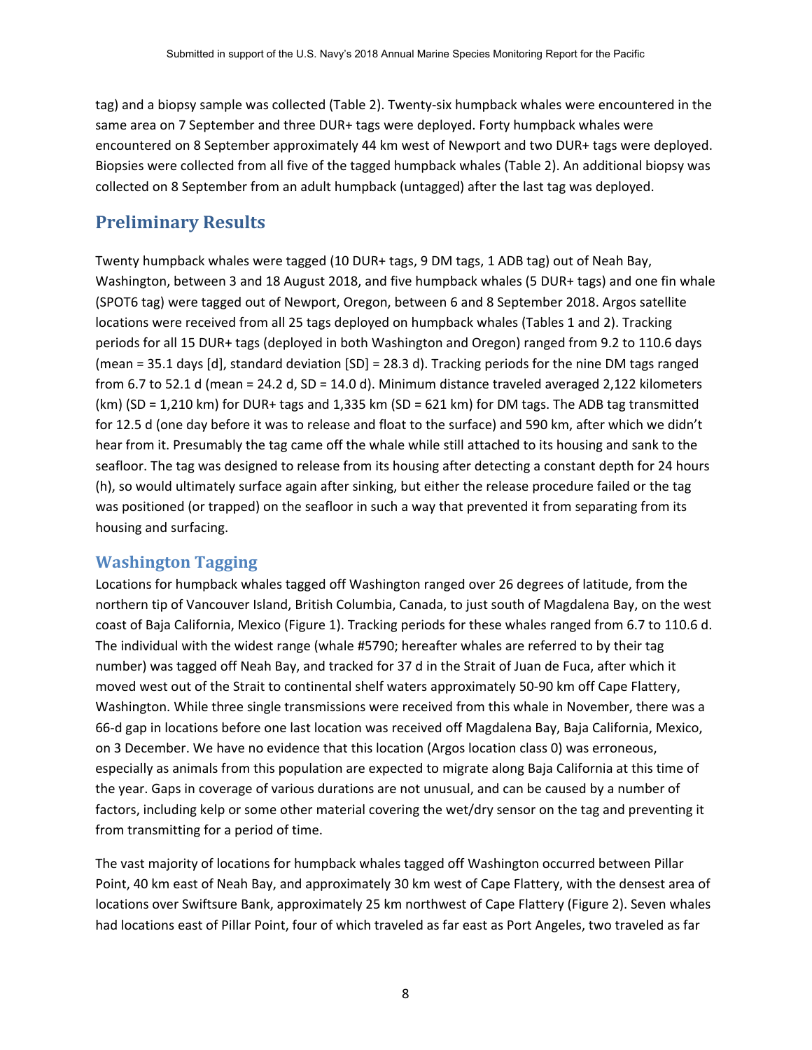tag) and a biopsy sample was collected (Table 2). Twenty-six humpback whales were encountered in the same area on 7 September and three DUR+ tags were deployed. Forty humpback whales were encountered on 8 September approximately 44 km west of Newport and two DUR+ tags were deployed. Biopsies were collected from all five of the tagged humpback whales (Table 2). An additional biopsy was collected on 8 September from an adult humpback (untagged) after the last tag was deployed.

## Preliminary Results

Twenty humpback whales were tagged (10 DUR+ tags, 9 DM tags, 1 ADB tag) out of Neah Bay, Washington, between 3 and 18 August 2018, and five humpback whales (5 DUR+ tags) and one fin whale (SPOT6 tag) were tagged out of Newport, Oregon, between 6 and 8 September 2018. Argos satellite locations were received from all 25 tags deployed on humpback whales (Tables 1 and 2). Tracking periods for all 15 DUR+ tags (deployed in both Washington and Oregon) ranged from 9.2 to 110.6 days (mean = 35.1 days [d], standard deviation [SD] = 28.3 d). Tracking periods for the nine DM tags ranged from 6.7 to 52.1 d (mean = 24.2 d, SD = 14.0 d). Minimum distance traveled averaged 2,122 kilometers (km) (SD = 1,210 km) for DUR+ tags and 1,335 km (SD = 621 km) for DM tags. The ADB tag transmitted for 12.5 d (one day before it was to release and float to the surface) and 590 km, after which we didn't hear from it. Presumably the tag came off the whale while still attached to its housing and sank to the seafloor. The tag was designed to release from its housing after detecting a constant depth for 24 hours (h), so would ultimately surface again after sinking, but either the release procedure failed or the tag was positioned (or trapped) on the seafloor in such a way that prevented it from separating from its housing and surfacing.

### Washington Tagging

Locations for humpback whales tagged off Washington ranged over 26 degrees of latitude, from the northern tip of Vancouver Island, British Columbia, Canada, to just south of Magdalena Bay, on the west coast of Baja California, Mexico (Figure 1). Tracking periods for these whales ranged from 6.7 to 110.6 d. The individual with the widest range (whale #5790; hereafter whales are referred to by their tag number) was tagged off Neah Bay, and tracked for 37 d in the Strait of Juan de Fuca, after which it moved west out of the Strait to continental shelf waters approximately 50-90 km off Cape Flattery, Washington. While three single transmissions were received from this whale in November, there was a 66-d gap in locations before one last location was received off Magdalena Bay, Baja California, Mexico, on 3 December. We have no evidence that this location (Argos location class 0) was erroneous, especially as animals from this population are expected to migrate along Baja California at this time of the year. Gaps in coverage of various durations are not unusual, and can be caused by a number of factors, including kelp or some other material covering the wet/dry sensor on the tag and preventing it from transmitting for a period of time.

The vast majority of locations for humpback whales tagged off Washington occurred between Pillar Point, 40 km east of Neah Bay, and approximately 30 km west of Cape Flattery, with the densest area of locations over Swiftsure Bank, approximately 25 km northwest of Cape Flattery (Figure 2). Seven whales had locations east of Pillar Point, four of which traveled as far east as Port Angeles, two traveled as far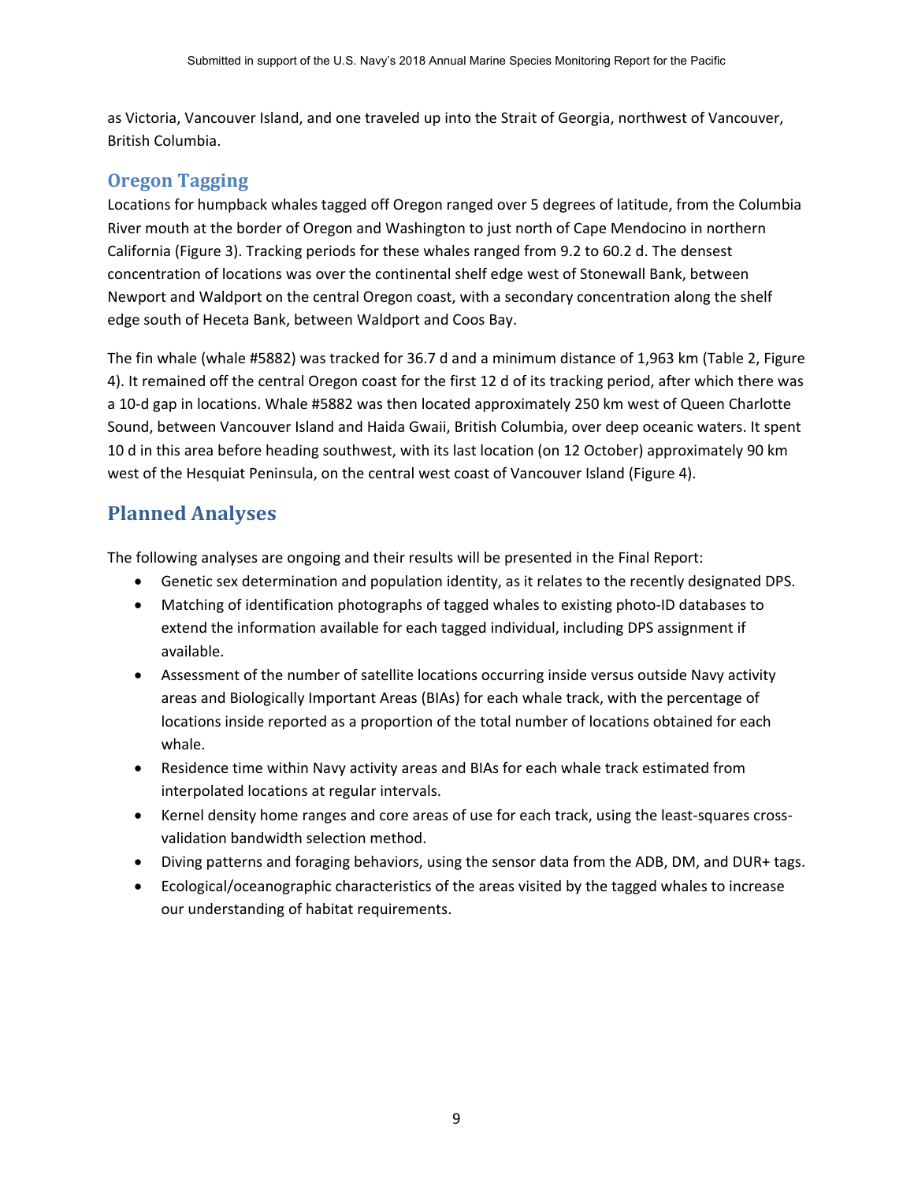as Victoria, Vancouver Island, and one traveled up into the Strait of Georgia, northwest of Vancouver, British Columbia.

### Oregon Tagging

Locations for humpback whales tagged off Oregon ranged over 5 degrees of latitude, from the Columbia River mouth at the border of Oregon and Washington to just north of Cape Mendocino in northern California (Figure 3). Tracking periods for these whales ranged from 9.2 to 60.2 d. The densest concentration of locations was over the continental shelf edge west of Stonewall Bank, between Newport and Waldport on the central Oregon coast, with a secondary concentration along the shelf edge south of Heceta Bank, between Waldport and Coos Bay.

The fin whale (whale #5882) was tracked for 36.7 d and a minimum distance of 1,963 km (Table 2, Figure 4). It remained off the central Oregon coast for the first 12 d of its tracking period, after which there was a 10-d gap in locations. Whale #5882 was then located approximately 250 km west of Queen Charlotte Sound, between Vancouver Island and Haida Gwaii, British Columbia, over deep oceanic waters. It spent 10 d in this area before heading southwest, with its last location (on 12 October) approximately 90 km west of the Hesquiat Peninsula, on the central west coast of Vancouver Island (Figure 4).

## Planned Analyses

The following analyses are ongoing and their results will be presented in the Final Report:

- Genetic sex determination and population identity, as it relates to the recently designated DPS.
- Matching of identification photographs of tagged whales to existing photo-ID databases to extend the information available for each tagged individual, including DPS assignment if available.
- Assessment of the number of satellite locations occurring inside versus outside Navy activity areas and Biologically Important Areas (BIAs) for each whale track, with the percentage of locations inside reported as a proportion of the total number of locations obtained for each whale.
- Residence time within Navy activity areas and BIAs for each whale track estimated from interpolated locations at regular intervals.
- Kernel density home ranges and core areas of use for each track, using the least-squares cross-validation bandwidth selection method.
- Diving patterns and foraging behaviors, using the sensor data from the ADB, DM, and DUR+ tags.
- Ecological/oceanographic characteristics of the areas visited by the tagged whales to increase our understanding of habitat requirements.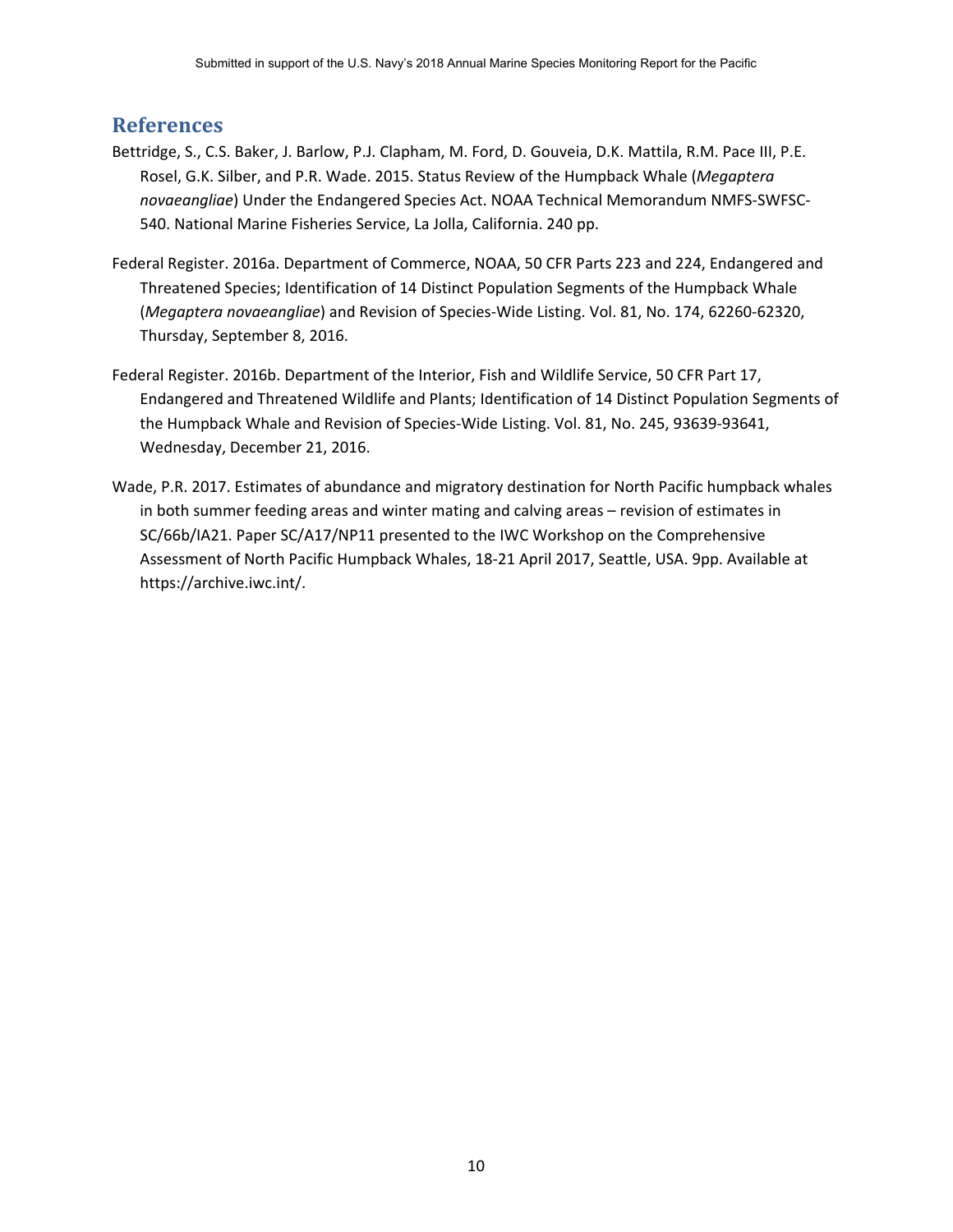## References

Bettridge, S., C.S. Baker, J. Barlow, P.J. Clapham, M. Ford, D. Gouveia, D.K. Mattila, R.M. Pace III, P.E. Rosel, G.K. Silber, and P.R. Wade. 2015. Status Review of the Humpback Whale (*Megaptera novaeangliae*) Under the Endangered Species Act. NOAA Technical Memorandum NMFS-SWFSC-540. National Marine Fisheries Service, La Jolla, California. 240 pp.

Federal Register. 2016a. Department of Commerce, NOAA, 50 CFR Parts 223 and 224, Endangered and Threatened Species; Identification of 14 Distinct Population Segments of the Humpback Whale (*Megaptera novaeangliae*) and Revision of Species-Wide Listing. Vol. 81, No. 174, 62260-62320, Thursday, September 8, 2016.

Federal Register. 2016b. Department of the Interior, Fish and Wildlife Service, 50 CFR Part 17, Endangered and Threatened Wildlife and Plants; Identification of 14 Distinct Population Segments of the Humpback Whale and Revision of Species-Wide Listing. Vol. 81, No. 245, 93639-93641, Wednesday, December 21, 2016.

Wade, P.R. 2017. Estimates of abundance and migratory destination for North Pacific humpback whales in both summer feeding areas and winter mating and calving areas – revision of estimates in SC/66b/IA21. Paper SC/A17/NP11 presented to the IWC Workshop on the Comprehensive Assessment of North Pacific Humpback Whales, 18-21 April 2017, Seattle, USA. 9pp. Available at https://archive.iwc.int/.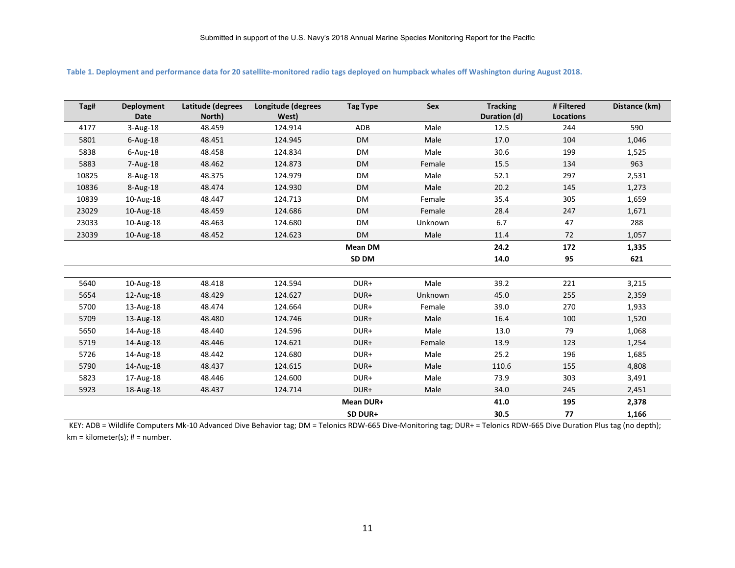**Table 1. Deployment and performance data for 20 satellite-monitored radio tags deployed on humpback whales off Washington during August 2018.**

| Tag# | Deployment Date | Latitude (degrees North) | Longitude (degrees West) | Tag Type | Sex | Tracking Duration (d) | # Filtered Locations | Distance (km) |
|---|---|---|---|---|---|---|---|---|
| 4177 | 3-Aug-18 | 48.459 | 124.914 | ADB | Male | 12.5 | 244 | 590 |
| 5801 | 6-Aug-18 | 48.451 | 124.945 | DM | Male | 17.0 | 104 | 1,046 |
| 5838 | 6-Aug-18 | 48.458 | 124.834 | DM | Male | 30.6 | 199 | 1,525 |
| 5883 | 7-Aug-18 | 48.462 | 124.873 | DM | Female | 15.5 | 134 | 963 |
| 10825 | 8-Aug-18 | 48.375 | 124.979 | DM | Male | 52.1 | 297 | 2,531 |
| 10836 | 8-Aug-18 | 48.474 | 124.930 | DM | Male | 20.2 | 145 | 1,273 |
| 10839 | 10-Aug-18 | 48.447 | 124.713 | DM | Female | 35.4 | 305 | 1,659 |
| 23029 | 10-Aug-18 | 48.459 | 124.686 | DM | Female | 28.4 | 247 | 1,671 |
| 23033 | 10-Aug-18 | 48.463 | 124.680 | DM | Unknown | 6.7 | 47 | 288 |
| 23039 | 10-Aug-18 | 48.452 | 124.623 | DM | Male | 11.4 | 72 | 1,057 |
| | | | | **Mean DM** | | **24.2** | **172** | **1,335** |
| | | | | **SD DM** | | **14.0** | **95** | **621** |
| | | | | | | | | |
| 5640 | 10-Aug-18 | 48.418 | 124.594 | DUR+ | Male | 39.2 | 221 | 3,215 |
| 5654 | 12-Aug-18 | 48.429 | 124.627 | DUR+ | Unknown | 45.0 | 255 | 2,359 |
| 5700 | 13-Aug-18 | 48.474 | 124.664 | DUR+ | Female | 39.0 | 270 | 1,933 |
| 5709 | 13-Aug-18 | 48.480 | 124.746 | DUR+ | Male | 16.4 | 100 | 1,520 |
| 5650 | 14-Aug-18 | 48.440 | 124.596 | DUR+ | Male | 13.0 | 79 | 1,068 |
| 5719 | 14-Aug-18 | 48.446 | 124.621 | DUR+ | Female | 13.9 | 123 | 1,254 |
| 5726 | 14-Aug-18 | 48.442 | 124.680 | DUR+ | Male | 25.2 | 196 | 1,685 |
| 5790 | 14-Aug-18 | 48.437 | 124.615 | DUR+ | Male | 110.6 | 155 | 4,808 |
| 5823 | 17-Aug-18 | 48.446 | 124.600 | DUR+ | Male | 73.9 | 303 | 3,491 |
| 5923 | 18-Aug-18 | 48.437 | 124.714 | DUR+ | Male | 34.0 | 245 | 2,451 |
| | | | | **Mean DUR+** | | **41.0** | **195** | **2,378** |
| | | | | **SD DUR+** | | **30.5** | **77** | **1,166** |

KEY: ADB = Wildlife Computers Mk-10 Advanced Dive Behavior tag; DM = Telonics RDW-665 Dive-Monitoring tag; DUR+ = Telonics RDW-665 Dive Duration Plus tag (no depth); km = kilometer(s); # = number.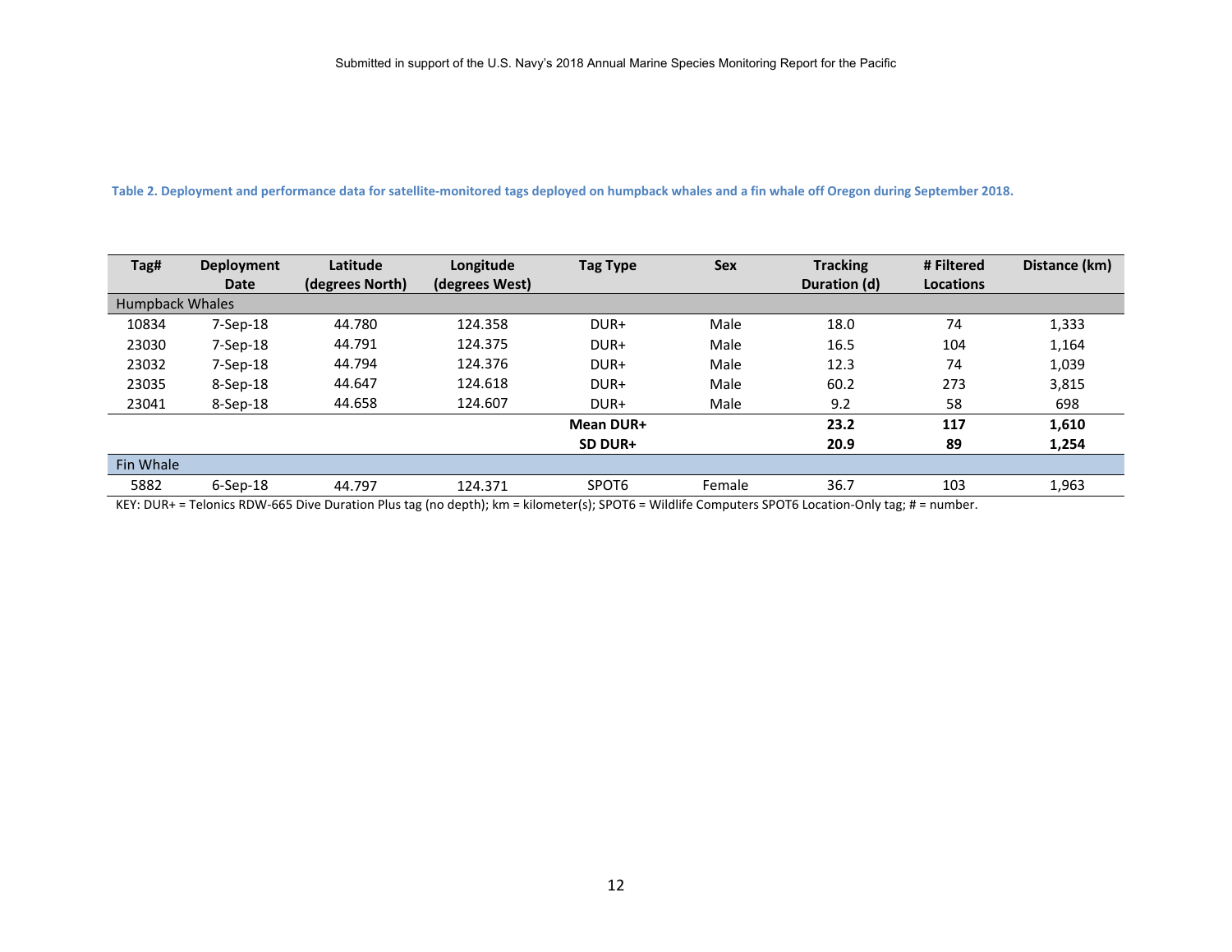**Table 2. Deployment and performance data for satellite-monitored tags deployed on humpback whales and a fin whale off Oregon during September 2018.**

| Tag# | Deployment Date | Latitude (degrees North) | Longitude (degrees West) | Tag Type | Sex | Tracking Duration (d) | # Filtered Locations | Distance (km) |
|---|---|---|---|---|---|---|---|---|
| Humpback Whales | | | | | | | | |
| 10834 | 7-Sep-18 | 44.780 | 124.358 | DUR+ | Male | 18.0 | 74 | 1,333 |
| 23030 | 7-Sep-18 | 44.791 | 124.375 | DUR+ | Male | 16.5 | 104 | 1,164 |
| 23032 | 7-Sep-18 | 44.794 | 124.376 | DUR+ | Male | 12.3 | 74 | 1,039 |
| 23035 | 8-Sep-18 | 44.647 | 124.618 | DUR+ | Male | 60.2 | 273 | 3,815 |
| 23041 | 8-Sep-18 | 44.658 | 124.607 | DUR+ | Male | 9.2 | 58 | 698 |
| | | | | **Mean DUR+** | | **23.2** | **117** | **1,610** |
| | | | | **SD DUR+** | | **20.9** | **89** | **1,254** |
| Fin Whale | | | | | | | | |
| 5882 | 6-Sep-18 | 44.797 | 124.371 | SPOT6 | Female | 36.7 | 103 | 1,963 |

KEY: DUR+ = Telonics RDW-665 Dive Duration Plus tag (no depth); km = kilometer(s); SPOT6 = Wildlife Computers SPOT6 Location-Only tag; # = number.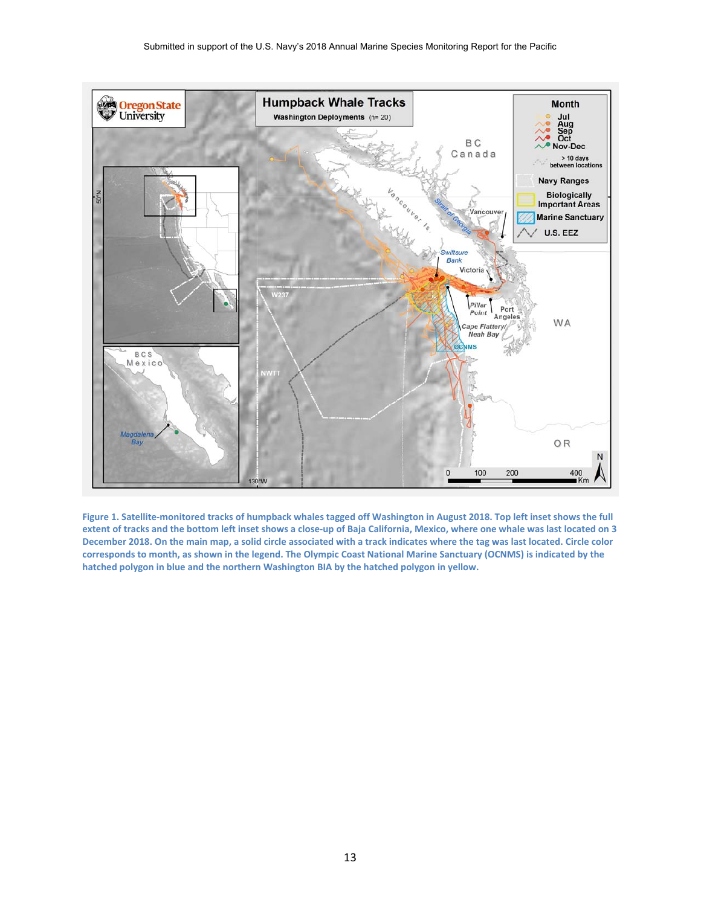Figure 1. Satellite-monitored tracks of humpback whales tagged off Washington in August 2018. Top left inset shows the full extent of tracks and the bottom left inset shows a close-up of Baja California, Mexico, where one whale was last located on 3 December 2018. On the main map, a solid circle associated with a track indicates where the tag was last located. Circle color corresponds to month, as shown in the legend. The Olympic Coast National Marine Sanctuary (OCNMS) is indicated by the hatched polygon in blue and the northern Washington BIA by the hatched polygon in yellow.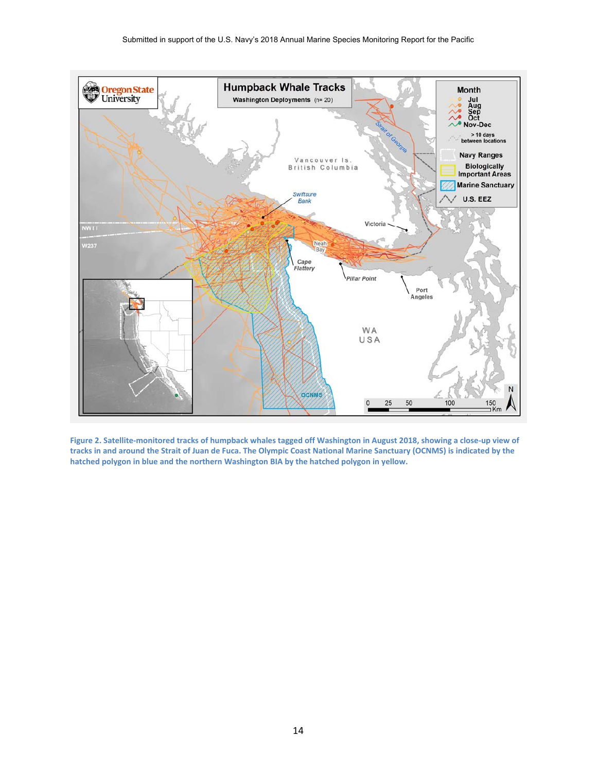**Figure 2. Satellite-monitored tracks of humpback whales tagged off Washington in August 2018, showing a close-up view of tracks in and around the Strait of Juan de Fuca. The Olympic Coast National Marine Sanctuary (OCNMS) is indicated by the hatched polygon in blue and the northern Washington BIA by the hatched polygon in yellow.**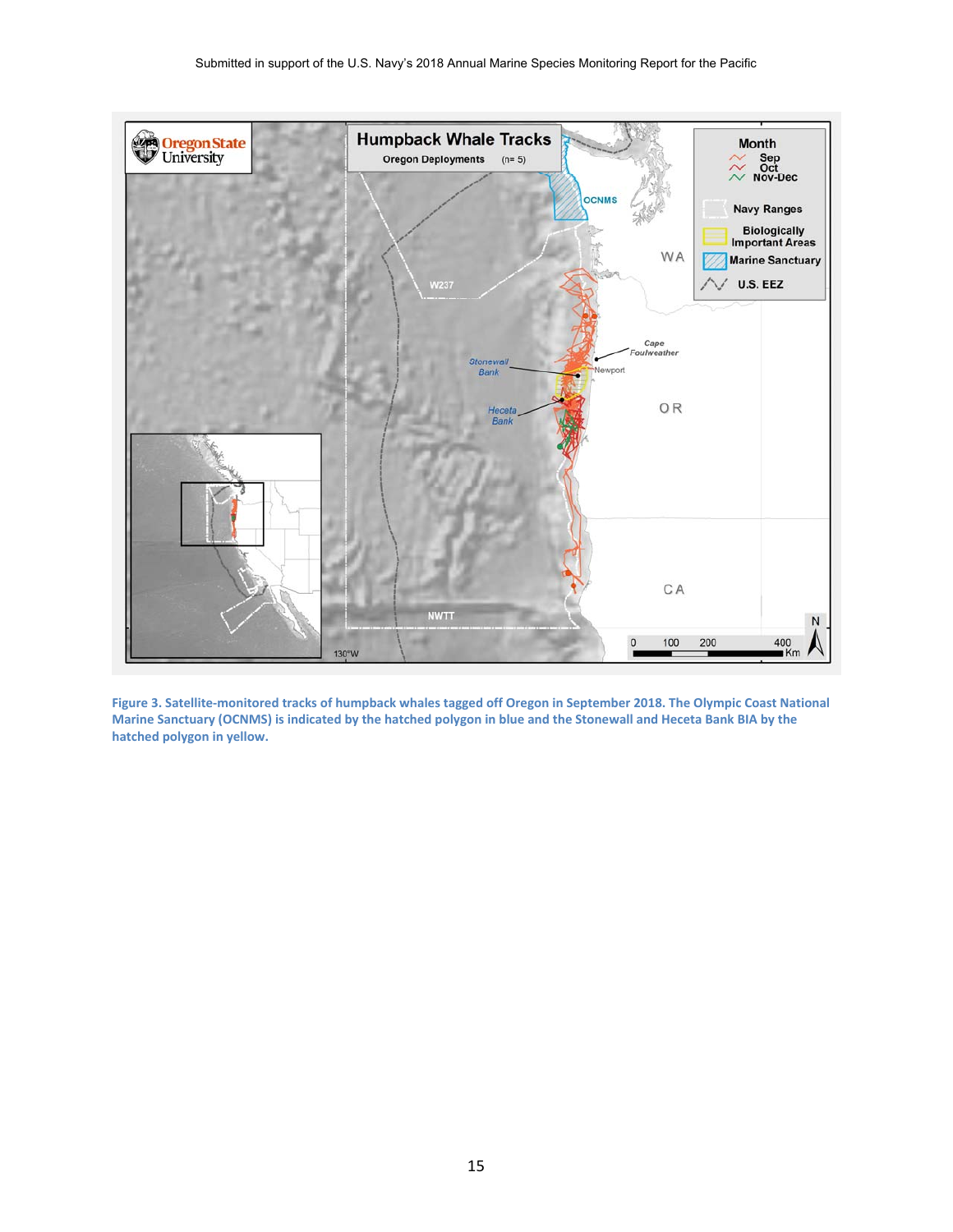Figure 3. Satellite-monitored tracks of humpback whales tagged off Oregon in September 2018. The Olympic Coast National Marine Sanctuary (OCNMS) is indicated by the hatched polygon in blue and the Stonewall and Heceta Bank BIA by the hatched polygon in yellow.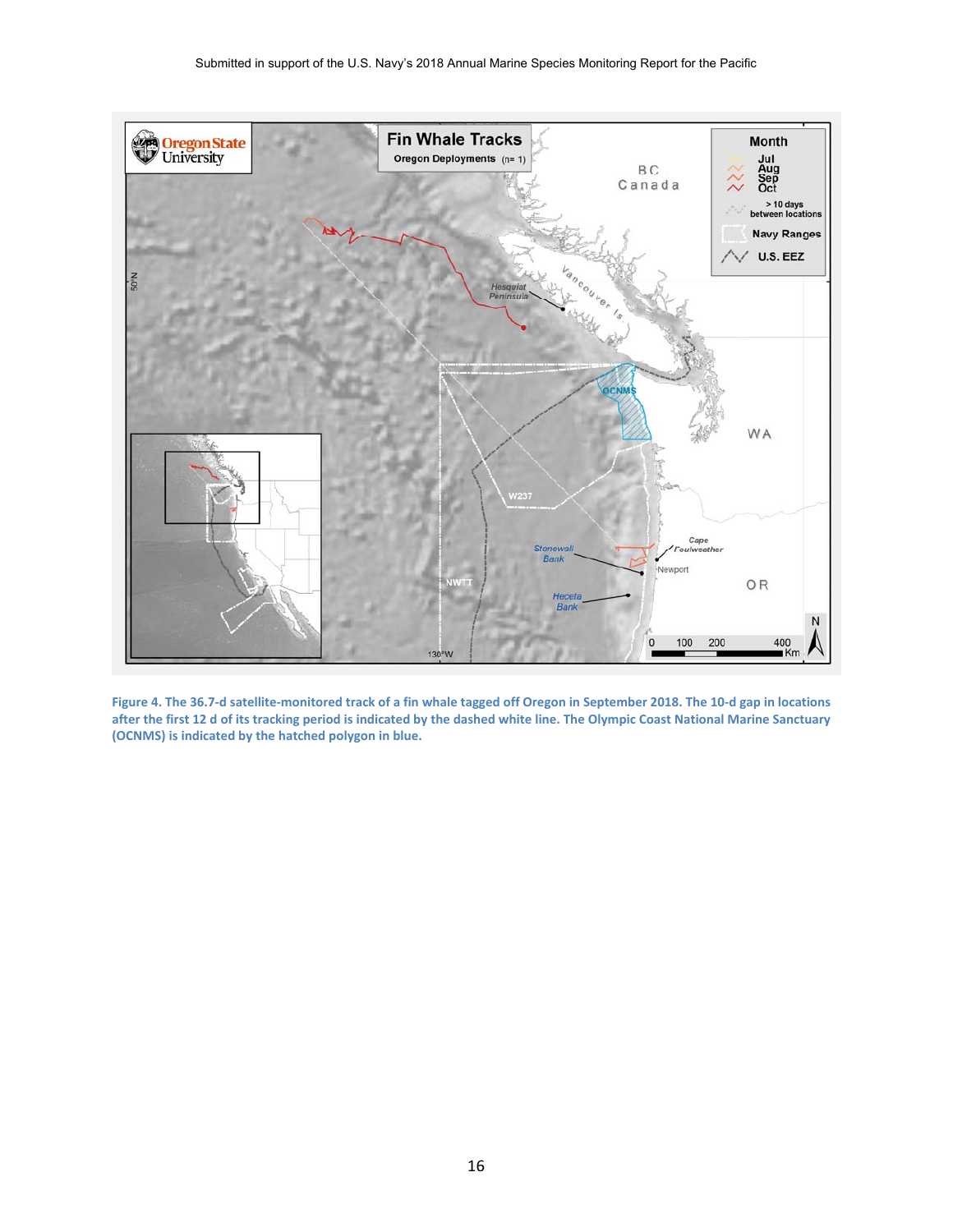Fin Whale Tracks

Oregon Deployments (n= 1)

Oregon State University

Month

Jul

Aug

Sep

Oct

> 10 days between locations

Navy Ranges

U.S. EEZ

BC Canada

Hesquiat Peninsula

Vancouver Is.

50°N

OCNMS

WA

W237

Stonewall Bank

Cape Foulweather

Newport

NWTT

Heceta Bank

OR

130°W

0 100 200 400 Km

N

**Figure 4. The 36.7-d satellite-monitored track of a fin whale tagged off Oregon in September 2018. The 10-d gap in locations after the first 12 d of its tracking period is indicated by the dashed white line. The Olympic Coast National Marine Sanctuary (OCNMS) is indicated by the hatched polygon in blue.**